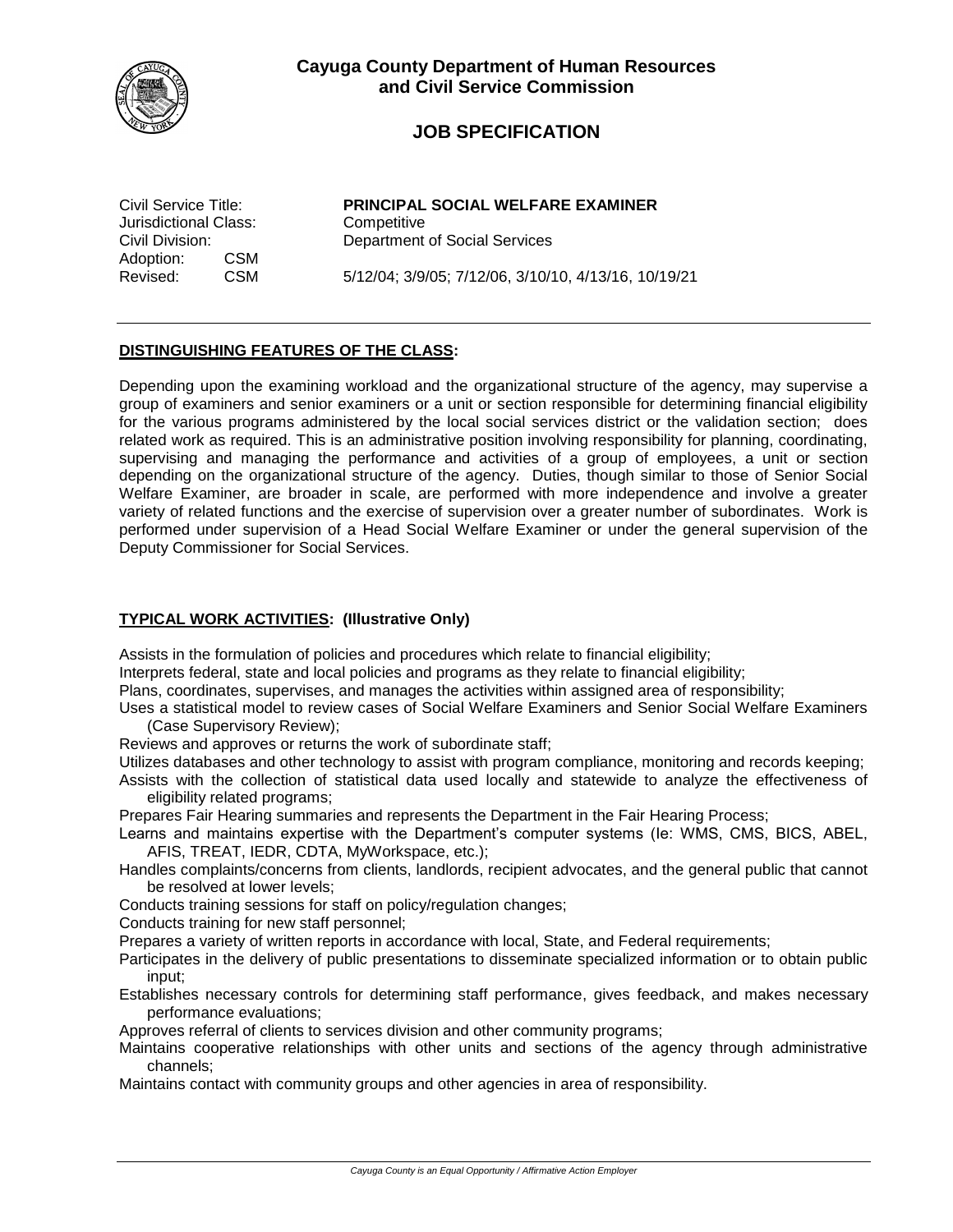**Cayuga County Department of Human Resources and Civil Service Commission**

# JOB SPECIFICATION

| | | |
|---|---|---|
| Civil Service Title: | | **PRINCIPAL SOCIAL WELFARE EXAMINER** |
| Jurisdictional Class: | | Competitive |
| Civil Division: | | Department of Social Services |
| Adoption: | CSM | |
| Revised: | CSM | 5/12/04; 3/9/05; 7/12/06, 3/10/10, 4/13/16, 10/19/21 |

## DISTINGUISHING FEATURES OF THE CLASS:

Depending upon the examining workload and the organizational structure of the agency, may supervise a group of examiners and senior examiners or a unit or section responsible for determining financial eligibility for the various programs administered by the local social services district or the validation section; does related work as required. This is an administrative position involving responsibility for planning, coordinating, supervising and managing the performance and activities of a group of employees, a unit or section depending on the organizational structure of the agency. Duties, though similar to those of Senior Social Welfare Examiner, are broader in scale, are performed with more independence and involve a greater variety of related functions and the exercise of supervision over a greater number of subordinates. Work is performed under supervision of a Head Social Welfare Examiner or under the general supervision of the Deputy Commissioner for Social Services.

## TYPICAL WORK ACTIVITIES: (Illustrative Only)

Assists in the formulation of policies and procedures which relate to financial eligibility;
Interprets federal, state and local policies and programs as they relate to financial eligibility;
Plans, coordinates, supervises, and manages the activities within assigned area of responsibility;
Uses a statistical model to review cases of Social Welfare Examiners and Senior Social Welfare Examiners (Case Supervisory Review);
Reviews and approves or returns the work of subordinate staff;
Utilizes databases and other technology to assist with program compliance, monitoring and records keeping;
Assists with the collection of statistical data used locally and statewide to analyze the effectiveness of eligibility related programs;
Prepares Fair Hearing summaries and represents the Department in the Fair Hearing Process;
Learns and maintains expertise with the Department's computer systems (Ie: WMS, CMS, BICS, ABEL, AFIS, TREAT, IEDR, CDTA, MyWorkspace, etc.);
Handles complaints/concerns from clients, landlords, recipient advocates, and the general public that cannot be resolved at lower levels;
Conducts training sessions for staff on policy/regulation changes;
Conducts training for new staff personnel;
Prepares a variety of written reports in accordance with local, State, and Federal requirements;
Participates in the delivery of public presentations to disseminate specialized information or to obtain public input;
Establishes necessary controls for determining staff performance, gives feedback, and makes necessary performance evaluations;
Approves referral of clients to services division and other community programs;
Maintains cooperative relationships with other units and sections of the agency through administrative channels;
Maintains contact with community groups and other agencies in area of responsibility.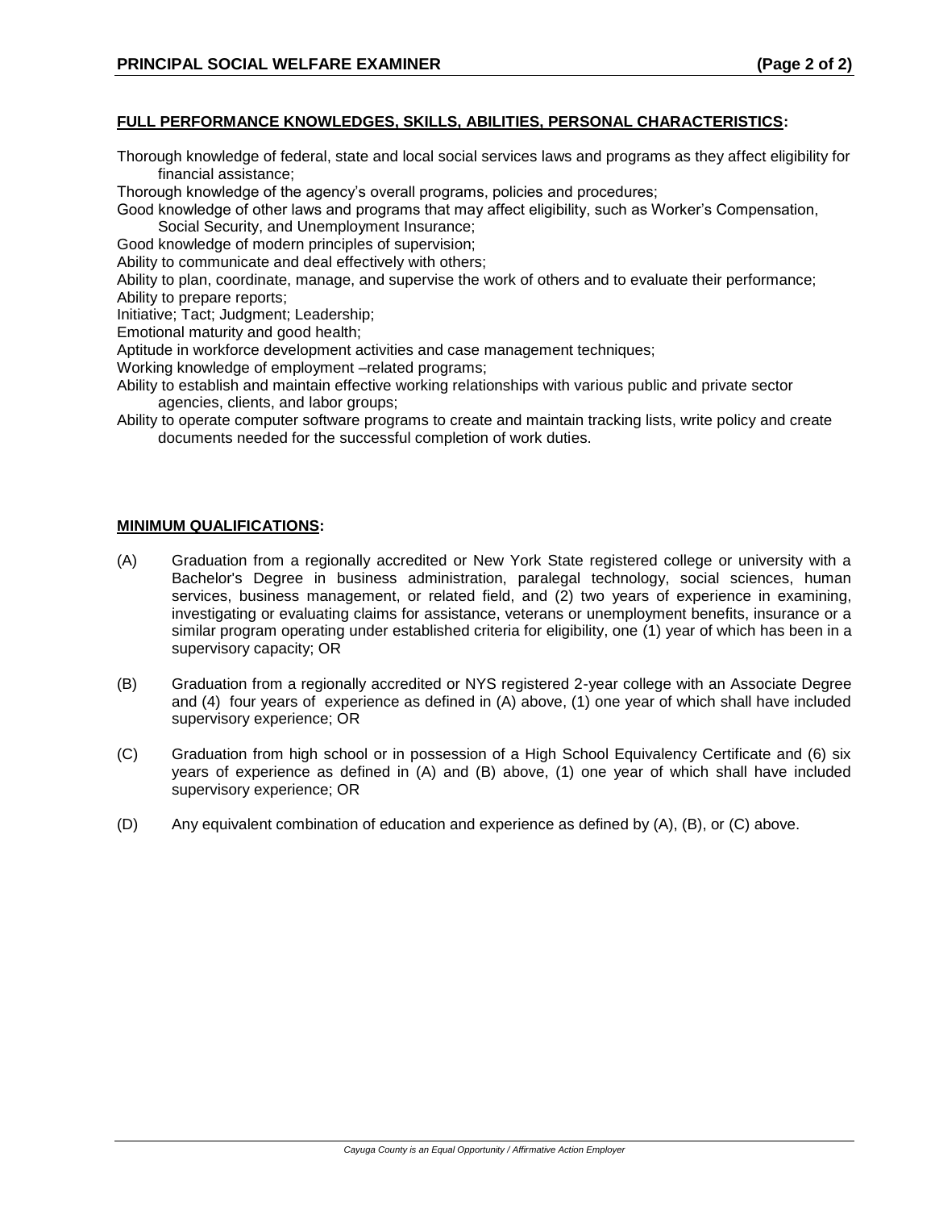**FULL PERFORMANCE KNOWLEDGES, SKILLS, ABILITIES, PERSONAL CHARACTERISTICS:**

Thorough knowledge of federal, state and local social services laws and programs as they affect eligibility for financial assistance;
Thorough knowledge of the agency's overall programs, policies and procedures;
Good knowledge of other laws and programs that may affect eligibility, such as Worker's Compensation, Social Security, and Unemployment Insurance;
Good knowledge of modern principles of supervision;
Ability to communicate and deal effectively with others;
Ability to plan, coordinate, manage, and supervise the work of others and to evaluate their performance;
Ability to prepare reports;
Initiative; Tact; Judgment; Leadership;
Emotional maturity and good health;
Aptitude in workforce development activities and case management techniques;
Working knowledge of employment –related programs;
Ability to establish and maintain effective working relationships with various public and private sector agencies, clients, and labor groups;
Ability to operate computer software programs to create and maintain tracking lists, write policy and create documents needed for the successful completion of work duties.

**MINIMUM QUALIFICATIONS:**

(A) Graduation from a regionally accredited or New York State registered college or university with a Bachelor's Degree in business administration, paralegal technology, social sciences, human services, business management, or related field, and (2) two years of experience in examining, investigating or evaluating claims for assistance, veterans or unemployment benefits, insurance or a similar program operating under established criteria for eligibility, one (1) year of which has been in a supervisory capacity; OR

(B) Graduation from a regionally accredited or NYS registered 2-year college with an Associate Degree and (4) four years of experience as defined in (A) above, (1) one year of which shall have included supervisory experience; OR

(C) Graduation from high school or in possession of a High School Equivalency Certificate and (6) six years of experience as defined in (A) and (B) above, (1) one year of which shall have included supervisory experience; OR

(D) Any equivalent combination of education and experience as defined by (A), (B), or (C) above.